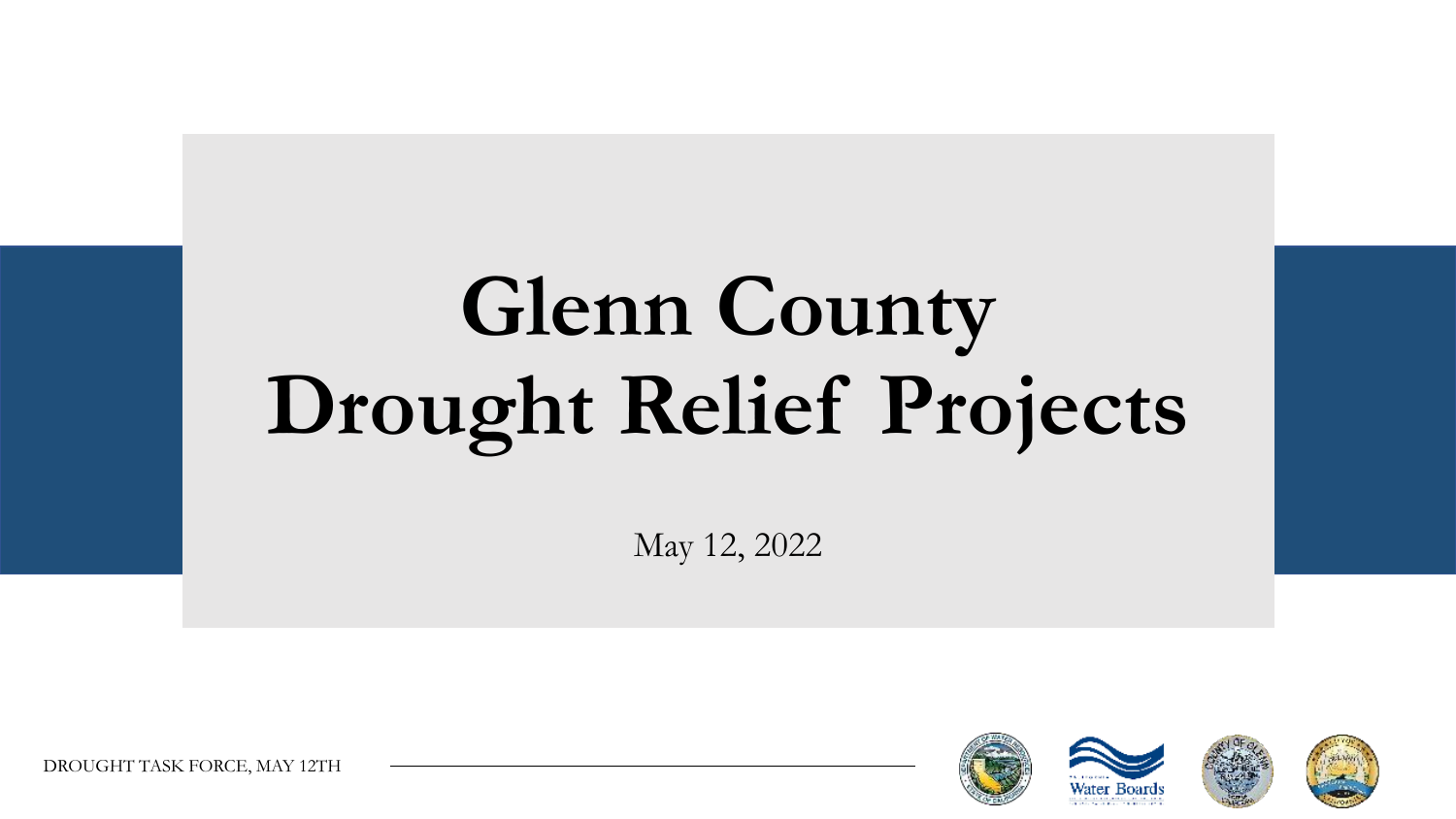# Glenn County Drought Relief Projects

May 12, 2022

DROUGHT TASK FORCE, MAY 12TH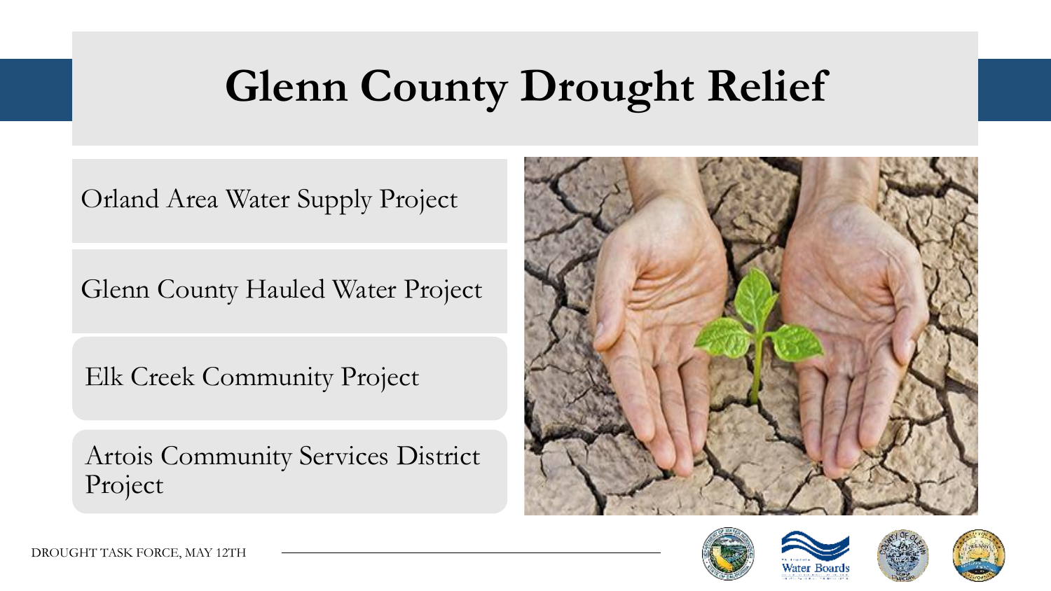# Glenn County Drought Relief

- Orland Area Water Supply Project
- Glenn County Hauled Water Project
- Elk Creek Community Project
- Artois Community Services District Project

DROUGHT TASK FORCE, MAY 12TH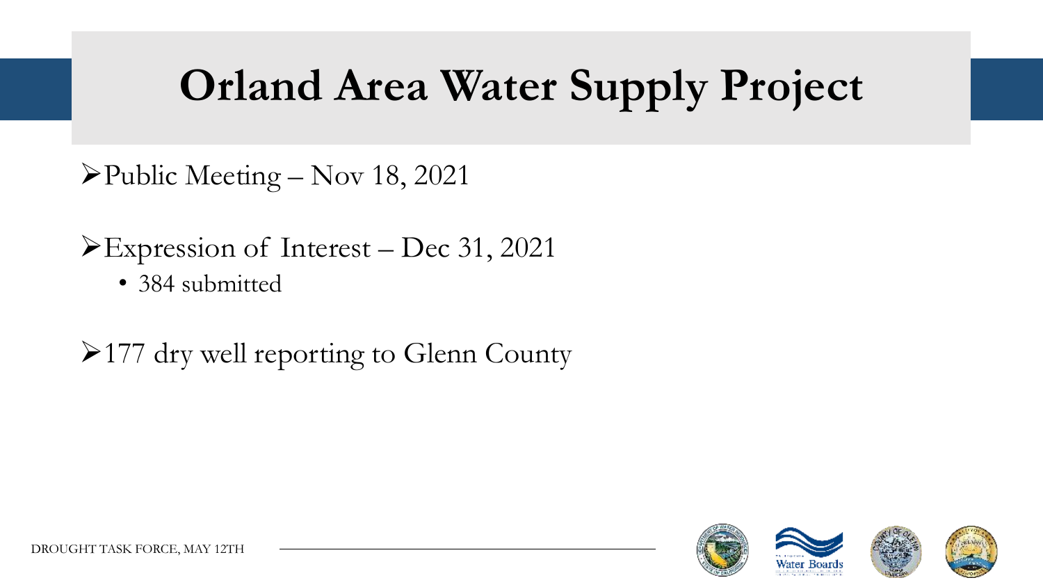# Orland Area Water Supply Project

- Public Meeting – Nov 18, 2021
- Expression of Interest – Dec 31, 2021
  - 384 submitted
- 177 dry well reporting to Glenn County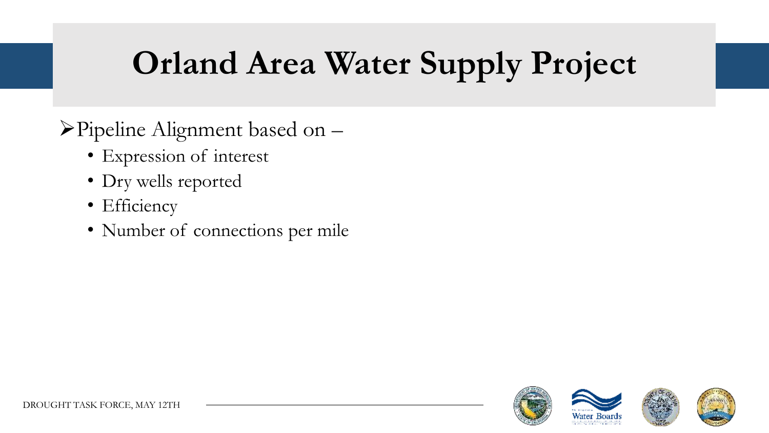# Orland Area Water Supply Project

- Pipeline Alignment based on –
  - Expression of interest
  - Dry wells reported
  - Efficiency
  - Number of connections per mile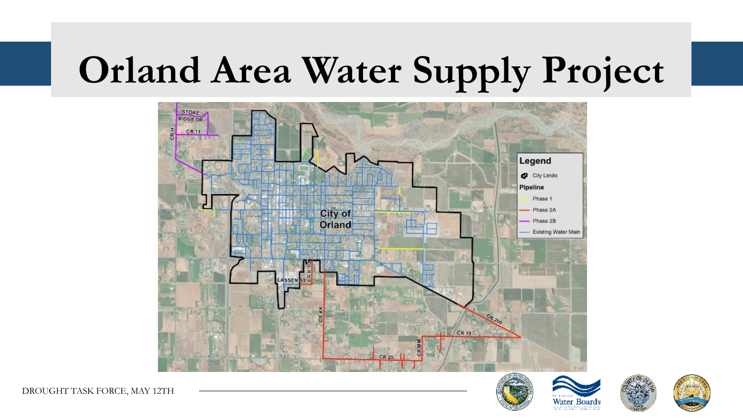# Orland Area Water Supply Project

City of Orland

STONE RIDGE DR

CR 11

CR H

LASSEN ST

CR K 1/2

CR KK

CR 200

CR 19

CR MM

CR 20

Legend

City Limits

Pipeline

Phase 1

Phase 2A

Phase 2B

Existing Water Main

DROUGHT TASK FORCE, MAY 12TH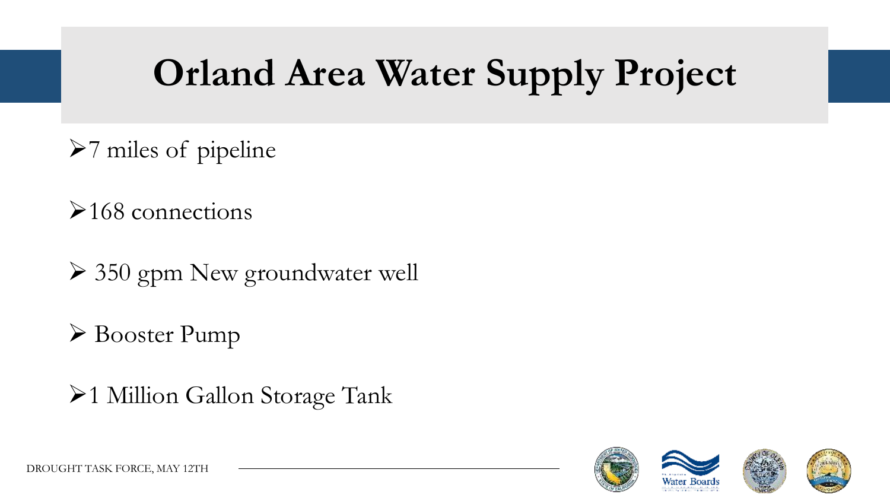# Orland Area Water Supply Project

- 7 miles of pipeline
- 168 connections
- 350 gpm New groundwater well
- Booster Pump
- 1 Million Gallon Storage Tank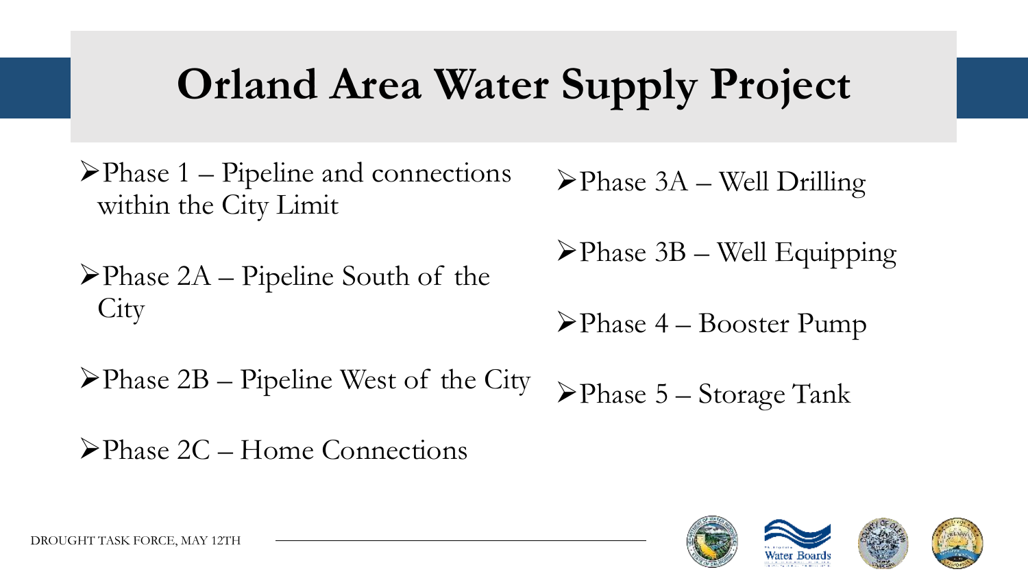# Orland Area Water Supply Project

- Phase 1 – Pipeline and connections within the City Limit
- Phase 2A – Pipeline South of the City
- Phase 2B – Pipeline West of the City
- Phase 2C – Home Connections
- Phase 3A – Well Drilling
- Phase 3B – Well Equipping
- Phase 4 – Booster Pump
- Phase 5 – Storage Tank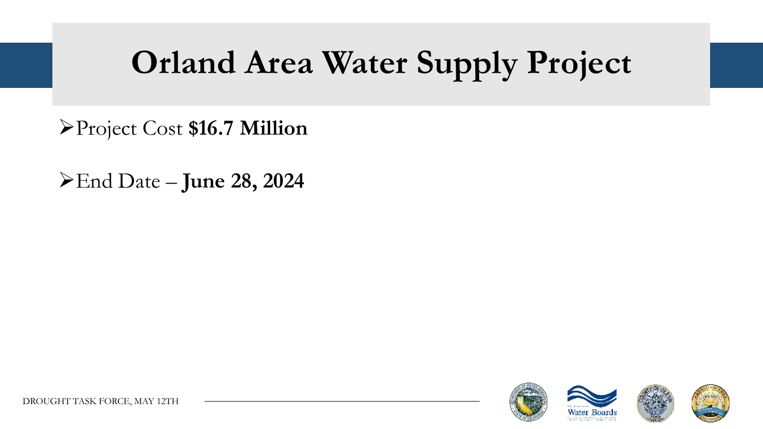# Orland Area Water Supply Project

- Project Cost **$16.7 Million**
- End Date – **June 28, 2024**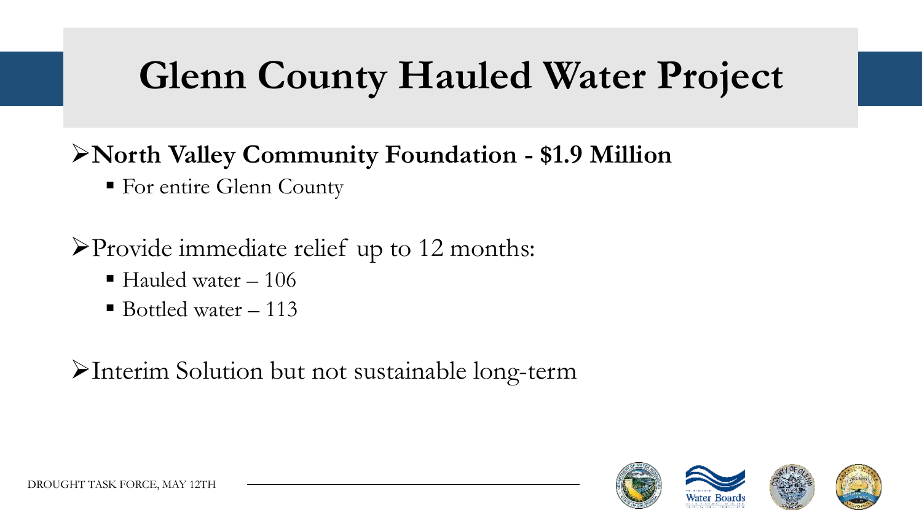# Glenn County Hauled Water Project

- **North Valley Community Foundation - $1.9 Million**
  - For entire Glenn County
- Provide immediate relief up to 12 months:
  - Hauled water – 106
  - Bottled water – 113
- Interim Solution but not sustainable long-term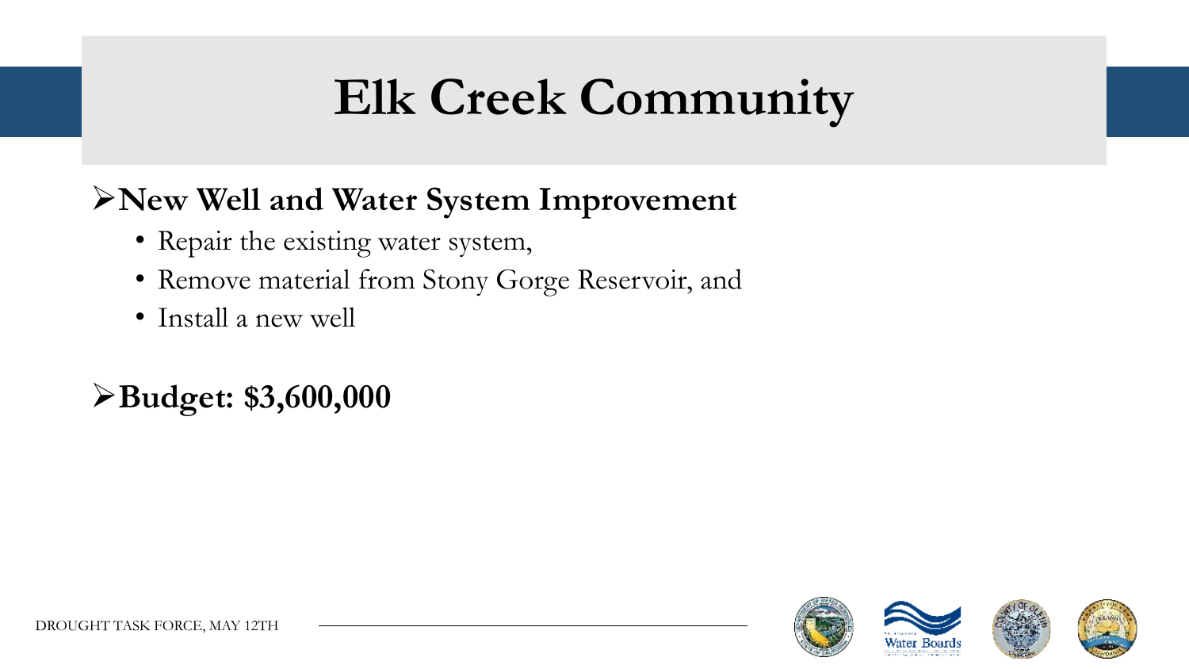# Elk Creek Community

- **New Well and Water System Improvement**
  - Repair the existing water system,
  - Remove material from Stony Gorge Reservoir, and
  - Install a new well

- **Budget: $3,600,000**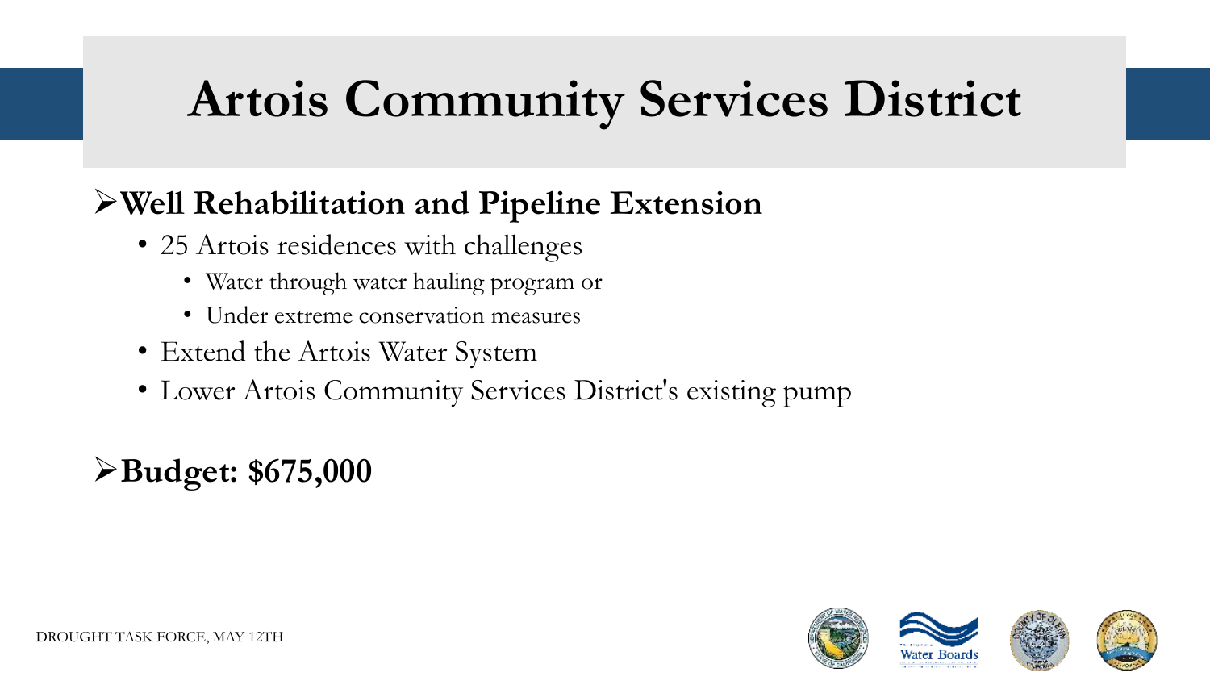# Artois Community Services District

- **Well Rehabilitation and Pipeline Extension**
  - 25 Artois residences with challenges
    - Water through water hauling program or
    - Under extreme conservation measures
  - Extend the Artois Water System
  - Lower Artois Community Services District's existing pump

- **Budget: $675,000**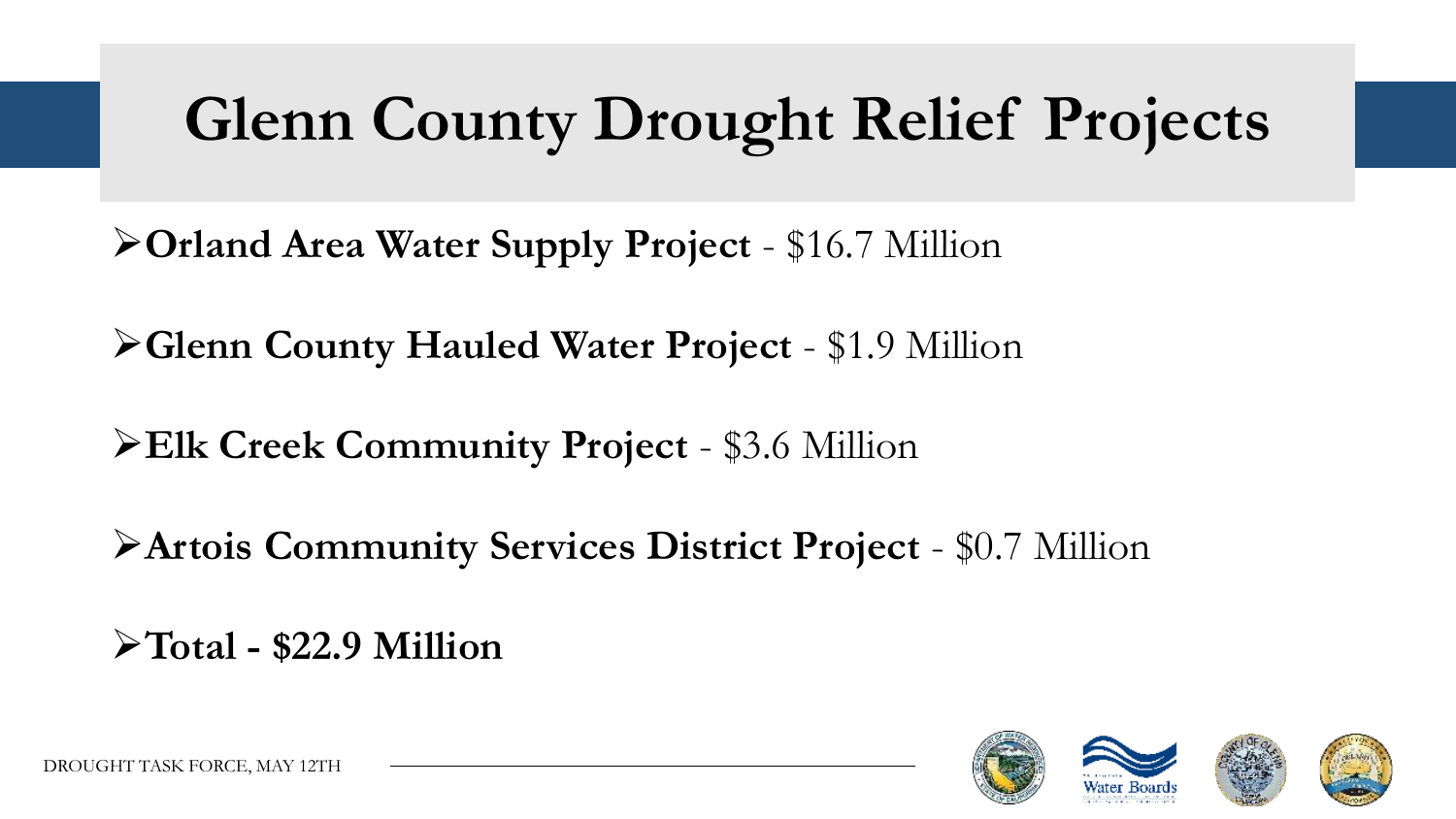# Glenn County Drought Relief Projects

- **Orland Area Water Supply Project** - $16.7 Million
- **Glenn County Hauled Water Project** - $1.9 Million
- **Elk Creek Community Project** - $3.6 Million
- **Artois Community Services District Project** - $0.7 Million
- **Total - $22.9 Million**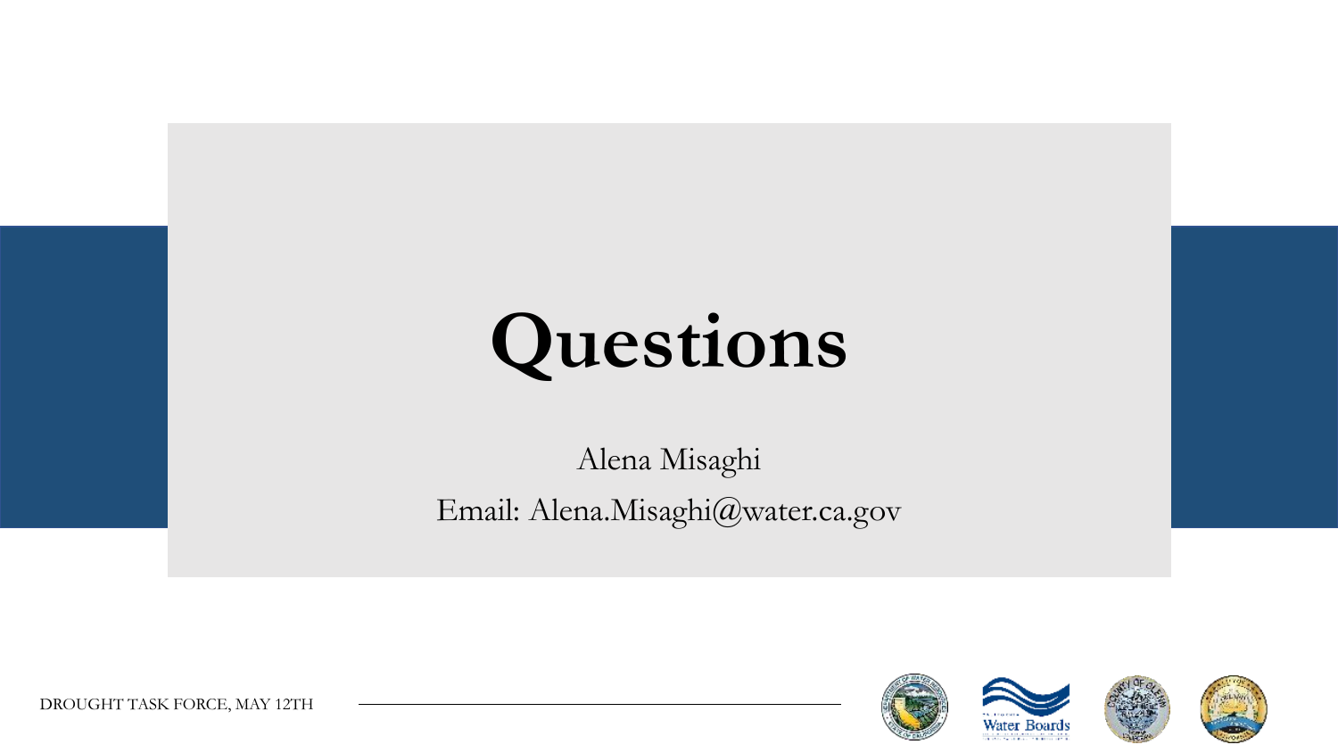# Questions

Alena Misaghi

Email: Alena.Misaghi@water.ca.gov